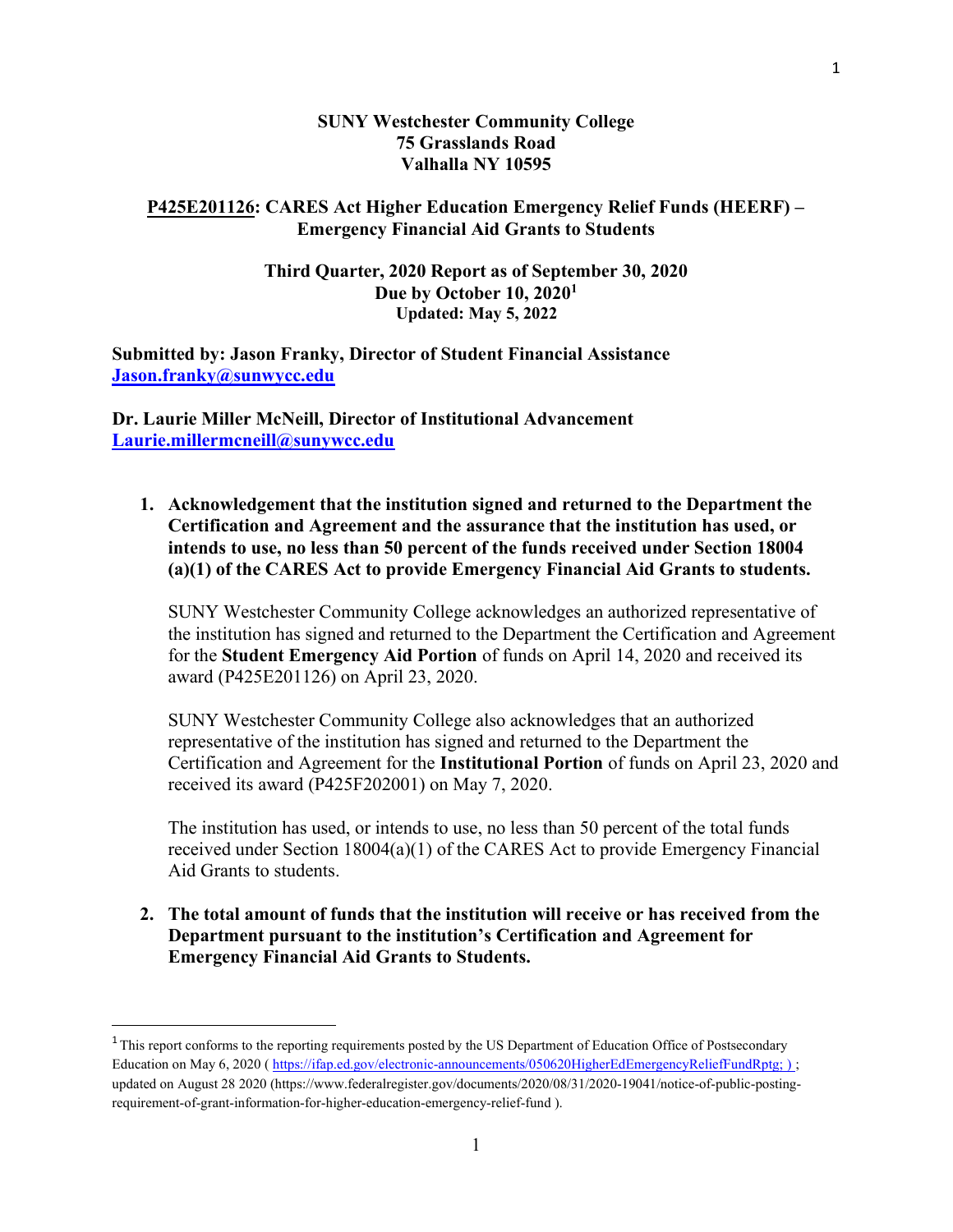**SUNY Westchester Community College**
**75 Grasslands Road**
**Valhalla NY 10595**

**P425E201126: CARES Act Higher Education Emergency Relief Funds (HEERF) – Emergency Financial Aid Grants to Students**

**Third Quarter, 2020 Report as of September 30, 2020**
**Due by October 10, 2020[1]**
**Updated: May 5, 2022**

**Submitted by: Jason Franky, Director of Student Financial Assistance**
**Jason.franky@sunwycc.edu**

**Dr. Laurie Miller McNeill, Director of Institutional Advancement**
**Laurie.millermcneill@sunywcc.edu**

1. **Acknowledgement that the institution signed and returned to the Department the Certification and Agreement and the assurance that the institution has used, or intends to use, no less than 50 percent of the funds received under Section 18004 (a)(1) of the CARES Act to provide Emergency Financial Aid Grants to students.**

   SUNY Westchester Community College acknowledges an authorized representative of the institution has signed and returned to the Department the Certification and Agreement for the **Student Emergency Aid Portion** of funds on April 14, 2020 and received its award (P425E201126) on April 23, 2020.

   SUNY Westchester Community College also acknowledges that an authorized representative of the institution has signed and returned to the Department the Certification and Agreement for the **Institutional Portion** of funds on April 23, 2020 and received its award (P425F202001) on May 7, 2020.

   The institution has used, or intends to use, no less than 50 percent of the total funds received under Section 18004(a)(1) of the CARES Act to provide Emergency Financial Aid Grants to students.

2. **The total amount of funds that the institution will receive or has received from the Department pursuant to the institution's Certification and Agreement for Emergency Financial Aid Grants to Students.**

---

[1] This report conforms to the reporting requirements posted by the US Department of Education Office of Postsecondary Education on May 6, 2020 ( https://ifap.ed.gov/electronic-announcements/050620HigherEdEmergencyReliefFundRptg; ) ; updated on August 28 2020 (https://www.federalregister.gov/documents/2020/08/31/2020-19041/notice-of-public-posting-requirement-of-grant-information-for-higher-education-emergency-relief-fund ).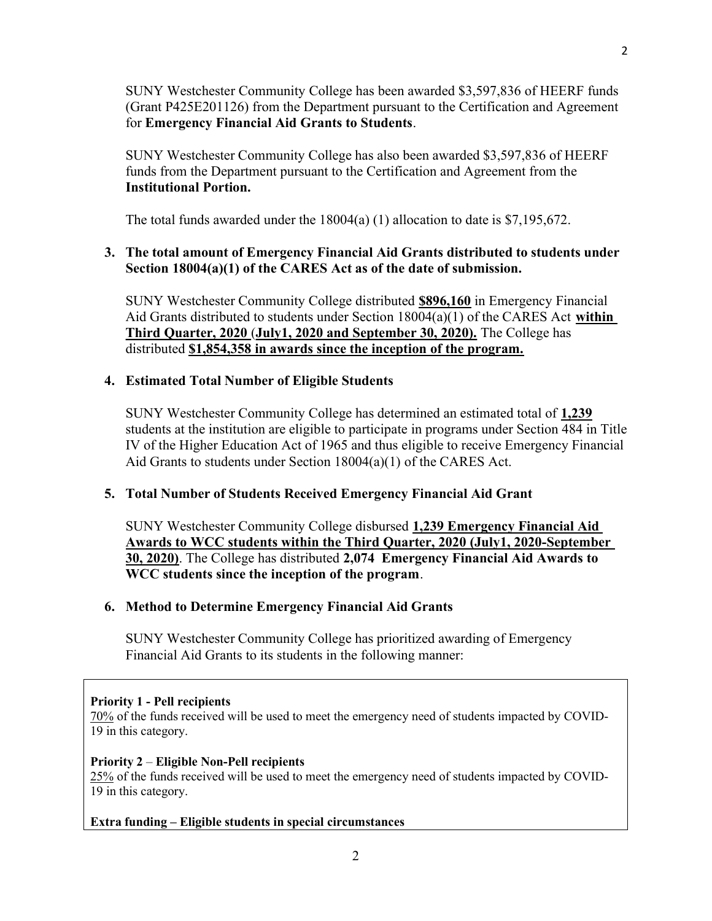SUNY Westchester Community College has been awarded $3,597,836 of HEERF funds (Grant P425E201126) from the Department pursuant to the Certification and Agreement for **Emergency Financial Aid Grants to Students**.

SUNY Westchester Community College has also been awarded $3,597,836 of HEERF funds from the Department pursuant to the Certification and Agreement from the **Institutional Portion.**

The total funds awarded under the 18004(a) (1) allocation to date is $7,195,672.

**3. The total amount of Emergency Financial Aid Grants distributed to students under Section 18004(a)(1) of the CARES Act as of the date of submission.**

SUNY Westchester Community College distributed **<u>$896,160</u>** in Emergency Financial Aid Grants distributed to students under Section 18004(a)(1) of the CARES Act **<u>within Third Quarter, 2020 (July1, 2020 and September 30, 2020).</u>** The College has distributed **<u>$1,854,358 in awards since the inception of the program.</u>**

**4. Estimated Total Number of Eligible Students**

SUNY Westchester Community College has determined an estimated total of **<u>1,239</u>** students at the institution are eligible to participate in programs under Section 484 in Title IV of the Higher Education Act of 1965 and thus eligible to receive Emergency Financial Aid Grants to students under Section 18004(a)(1) of the CARES Act.

**5. Total Number of Students Received Emergency Financial Aid Grant**

SUNY Westchester Community College disbursed **<u>1,239 Emergency Financial Aid Awards to WCC students within the Third Quarter, 2020 (July1, 2020-September 30, 2020)</u>**. The College has distributed **2,074 Emergency Financial Aid Awards to WCC students since the inception of the program**.

**6. Method to Determine Emergency Financial Aid Grants**

SUNY Westchester Community College has prioritized awarding of Emergency Financial Aid Grants to its students in the following manner:

**Priority 1 - Pell recipients**
<u>70%</u> of the funds received will be used to meet the emergency need of students impacted by COVID-19 in this category.

**Priority 2** – **Eligible Non-Pell recipients**
<u>25%</u> of the funds received will be used to meet the emergency need of students impacted by COVID-19 in this category.

**Extra funding – Eligible students in special circumstances**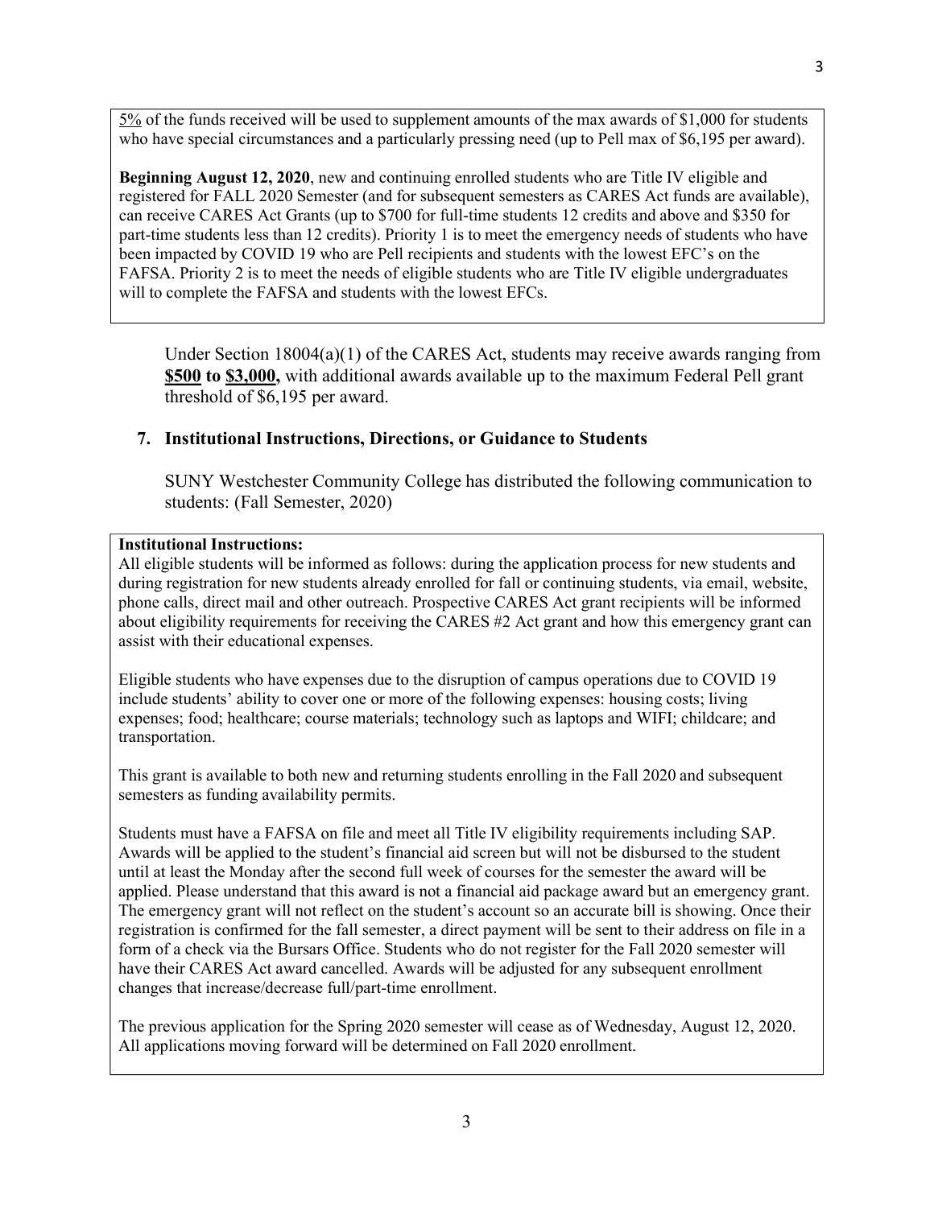5% of the funds received will be used to supplement amounts of the max awards of $1,000 for students who have special circumstances and a particularly pressing need (up to Pell max of $6,195 per award).

**Beginning August 12, 2020**, new and continuing enrolled students who are Title IV eligible and registered for FALL 2020 Semester (and for subsequent semesters as CARES Act funds are available), can receive CARES Act Grants (up to $700 for full-time students 12 credits and above and $350 for part-time students less than 12 credits). Priority 1 is to meet the emergency needs of students who have been impacted by COVID 19 who are Pell recipients and students with the lowest EFC's on the FAFSA. Priority 2 is to meet the needs of eligible students who are Title IV eligible undergraduates will to complete the FAFSA and students with the lowest EFCs.

Under Section 18004(a)(1) of the CARES Act, students may receive awards ranging from **$500 to $3,000,** with additional awards available up to the maximum Federal Pell grant threshold of $6,195 per award.

## 7. Institutional Instructions, Directions, or Guidance to Students

SUNY Westchester Community College has distributed the following communication to students: (Fall Semester, 2020)

**Institutional Instructions:**

All eligible students will be informed as follows: during the application process for new students and during registration for new students already enrolled for fall or continuing students, via email, website, phone calls, direct mail and other outreach. Prospective CARES Act grant recipients will be informed about eligibility requirements for receiving the CARES #2 Act grant and how this emergency grant can assist with their educational expenses.

Eligible students who have expenses due to the disruption of campus operations due to COVID 19 include students' ability to cover one or more of the following expenses: housing costs; living expenses; food; healthcare; course materials; technology such as laptops and WIFI; childcare; and transportation.

This grant is available to both new and returning students enrolling in the Fall 2020 and subsequent semesters as funding availability permits.

Students must have a FAFSA on file and meet all Title IV eligibility requirements including SAP. Awards will be applied to the student's financial aid screen but will not be disbursed to the student until at least the Monday after the second full week of courses for the semester the award will be applied. Please understand that this award is not a financial aid package award but an emergency grant. The emergency grant will not reflect on the student's account so an accurate bill is showing. Once their registration is confirmed for the fall semester, a direct payment will be sent to their address on file in a form of a check via the Bursars Office. Students who do not register for the Fall 2020 semester will have their CARES Act award cancelled. Awards will be adjusted for any subsequent enrollment changes that increase/decrease full/part-time enrollment.

The previous application for the Spring 2020 semester will cease as of Wednesday, August 12, 2020. All applications moving forward will be determined on Fall 2020 enrollment.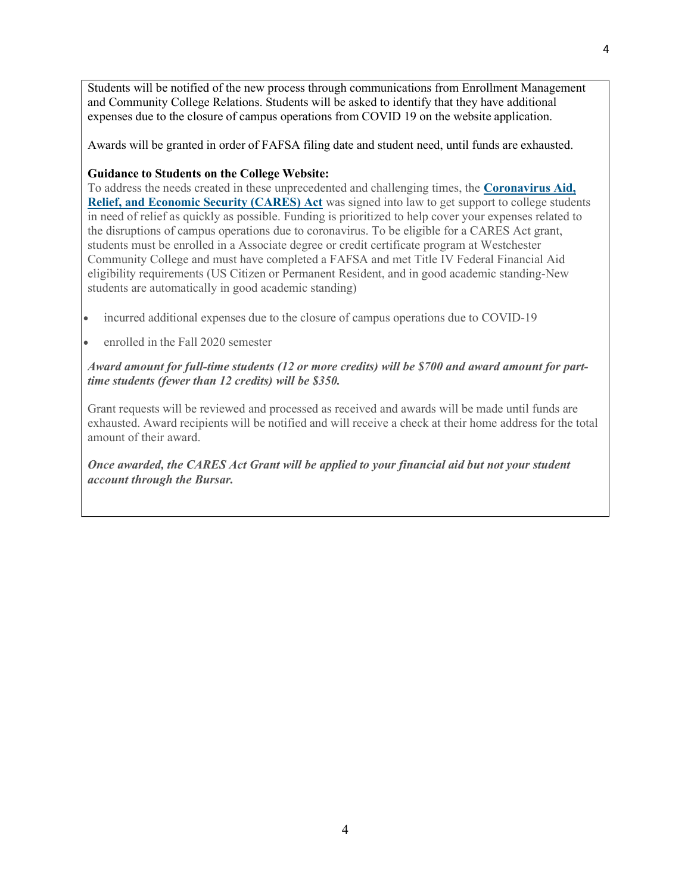Students will be notified of the new process through communications from Enrollment Management and Community College Relations. Students will be asked to identify that they have additional expenses due to the closure of campus operations from COVID 19 on the website application.

Awards will be granted in order of FAFSA filing date and student need, until funds are exhausted.

**Guidance to Students on the College Website:**

To address the needs created in these unprecedented and challenging times, the **Coronavirus Aid, Relief, and Economic Security (CARES) Act** was signed into law to get support to college students in need of relief as quickly as possible. Funding is prioritized to help cover your expenses related to the disruptions of campus operations due to coronavirus. To be eligible for a CARES Act grant, students must be enrolled in a Associate degree or credit certificate program at Westchester Community College and must have completed a FAFSA and met Title IV Federal Financial Aid eligibility requirements (US Citizen or Permanent Resident, and in good academic standing-New students are automatically in good academic standing)

- incurred additional expenses due to the closure of campus operations due to COVID-19
- enrolled in the Fall 2020 semester

***Award amount for full-time students (12 or more credits) will be $700 and award amount for part-time students (fewer than 12 credits) will be $350.***

Grant requests will be reviewed and processed as received and awards will be made until funds are exhausted. Award recipients will be notified and will receive a check at their home address for the total amount of their award.

***Once awarded, the CARES Act Grant will be applied to your financial aid but not your student account through the Bursar.***